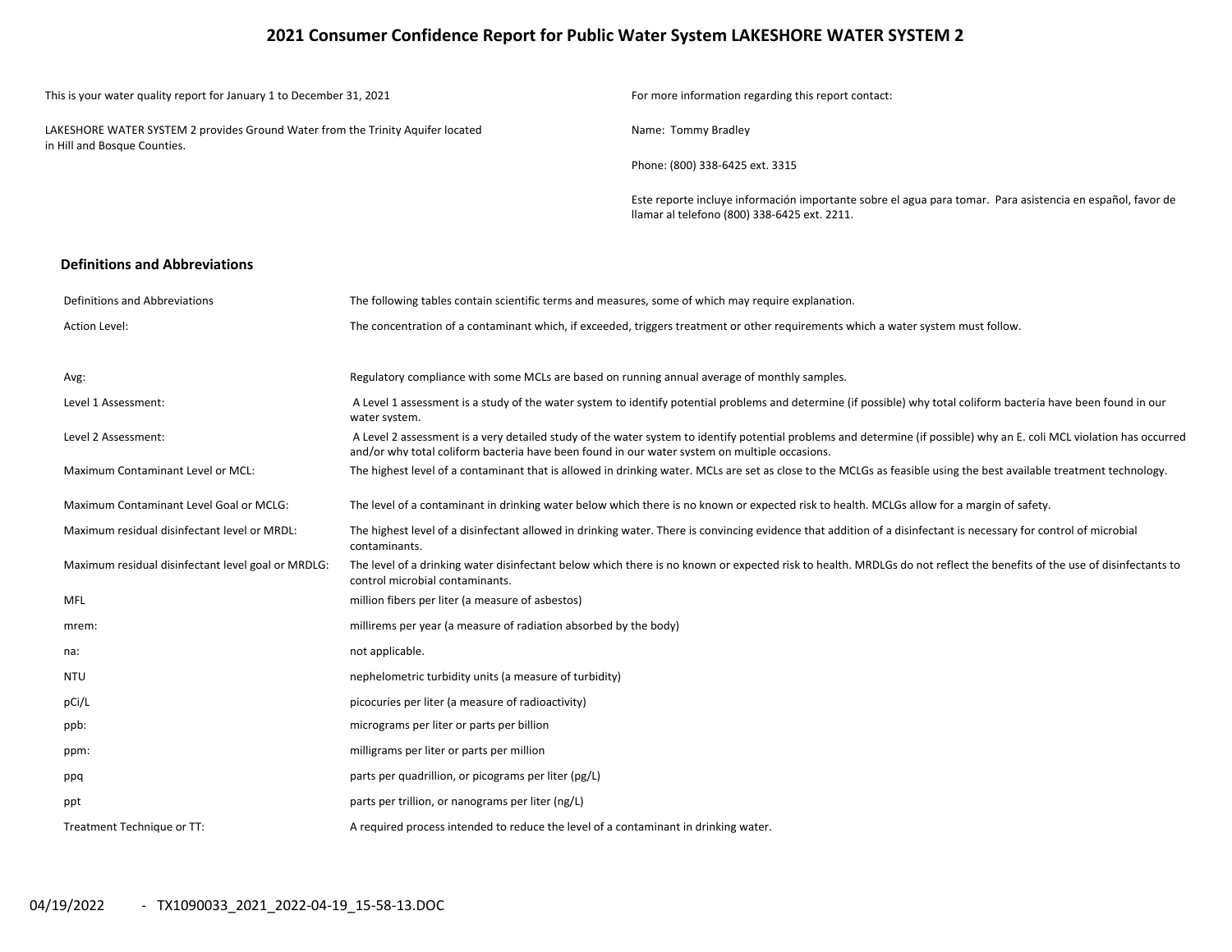# 2021 Consumer Confidence Report for Public Water System LAKESHORE WATER SYSTEM 2

This is your water quality report for January 1 to December 31, 2021

LAKESHORE WATER SYSTEM 2 provides Ground Water from the Trinity Aquifer located in Hill and Bosque Counties.

For more information regarding this report contact:

Name: Tommy Bradley

Phone: (800) 338-6425 ext. 3315

Este reporte incluye información importante sobre el agua para tomar. Para asistencia en español, favor de llamar al telefono (800) 338-6425 ext. 2211.

## Definitions and Abbreviations

| Definitions and Abbreviations | The following tables contain scientific terms and measures, some of which may require explanation. |
|---|---|
| Action Level: | The concentration of a contaminant which, if exceeded, triggers treatment or other requirements which a water system must follow. |
| Avg: | Regulatory compliance with some MCLs are based on running annual average of monthly samples. |
| Level 1 Assessment: | A Level 1 assessment is a study of the water system to identify potential problems and determine (if possible) why total coliform bacteria have been found in our water system. |
| Level 2 Assessment: | A Level 2 assessment is a very detailed study of the water system to identify potential problems and determine (if possible) why an E. coli MCL violation has occurred and/or why total coliform bacteria have been found in our water system on multiple occasions. |
| Maximum Contaminant Level or MCL: | The highest level of a contaminant that is allowed in drinking water. MCLs are set as close to the MCLGs as feasible using the best available treatment technology. |
| Maximum Contaminant Level Goal or MCLG: | The level of a contaminant in drinking water below which there is no known or expected risk to health. MCLGs allow for a margin of safety. |
| Maximum residual disinfectant level or MRDL: | The highest level of a disinfectant allowed in drinking water. There is convincing evidence that addition of a disinfectant is necessary for control of microbial contaminants. |
| Maximum residual disinfectant level goal or MRDLG: | The level of a drinking water disinfectant below which there is no known or expected risk to health. MRDLGs do not reflect the benefits of the use of disinfectants to control microbial contaminants. |
| MFL | million fibers per liter (a measure of asbestos) |
| mrem: | millirems per year (a measure of radiation absorbed by the body) |
| na: | not applicable. |
| NTU | nephelometric turbidity units (a measure of turbidity) |
| pCi/L | picocuries per liter (a measure of radioactivity) |
| ppb: | micrograms per liter or parts per billion |
| ppm: | milligrams per liter or parts per million |
| ppq | parts per quadrillion, or picograms per liter (pg/L) |
| ppt | parts per trillion, or nanograms per liter (ng/L) |
| Treatment Technique or TT: | A required process intended to reduce the level of a contaminant in drinking water. |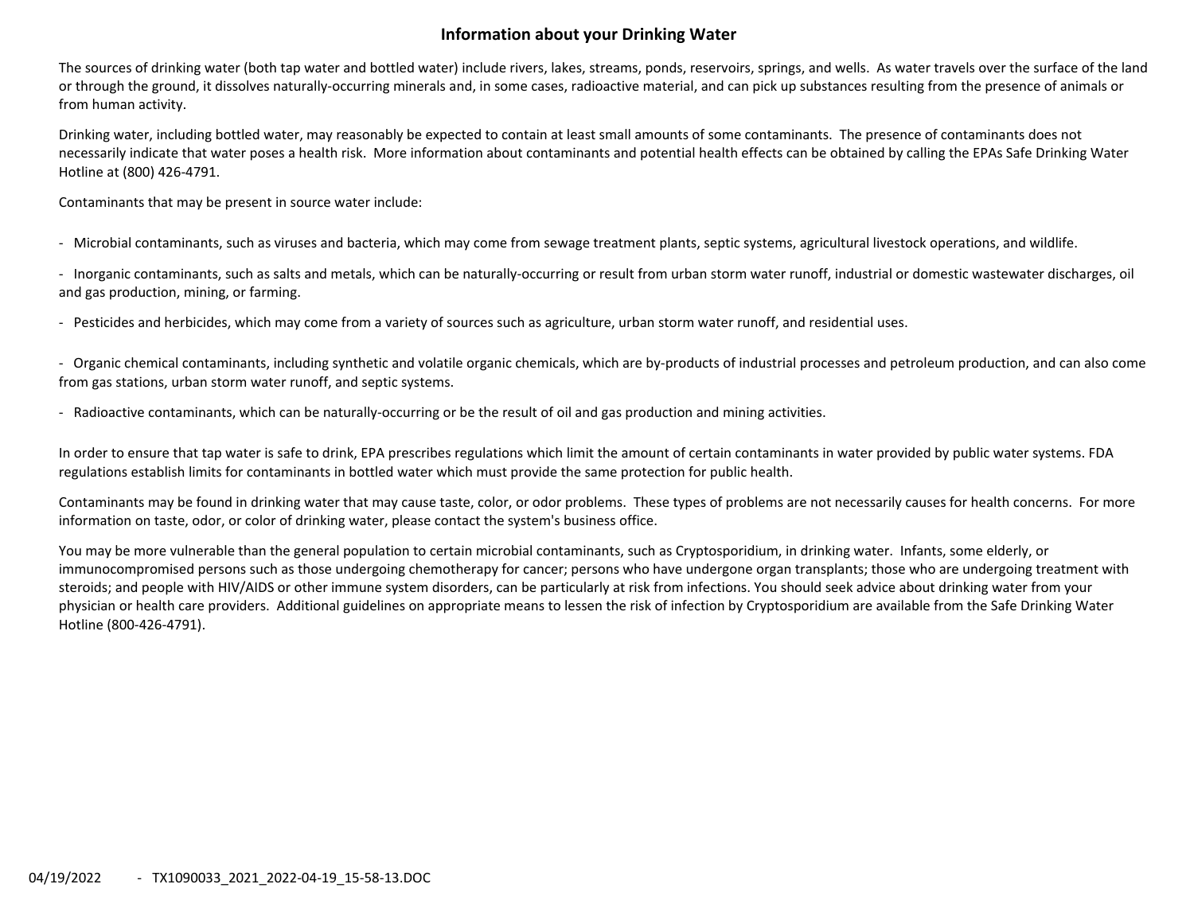## Information about your Drinking Water

The sources of drinking water (both tap water and bottled water) include rivers, lakes, streams, ponds, reservoirs, springs, and wells. As water travels over the surface of the land or through the ground, it dissolves naturally-occurring minerals and, in some cases, radioactive material, and can pick up substances resulting from the presence of animals or from human activity.

Drinking water, including bottled water, may reasonably be expected to contain at least small amounts of some contaminants. The presence of contaminants does not necessarily indicate that water poses a health risk. More information about contaminants and potential health effects can be obtained by calling the EPAs Safe Drinking Water Hotline at (800) 426-4791.

Contaminants that may be present in source water include:

- Microbial contaminants, such as viruses and bacteria, which may come from sewage treatment plants, septic systems, agricultural livestock operations, and wildlife.

- Inorganic contaminants, such as salts and metals, which can be naturally-occurring or result from urban storm water runoff, industrial or domestic wastewater discharges, oil and gas production, mining, or farming.

- Pesticides and herbicides, which may come from a variety of sources such as agriculture, urban storm water runoff, and residential uses.

- Organic chemical contaminants, including synthetic and volatile organic chemicals, which are by-products of industrial processes and petroleum production, and can also come from gas stations, urban storm water runoff, and septic systems.

- Radioactive contaminants, which can be naturally-occurring or be the result of oil and gas production and mining activities.

In order to ensure that tap water is safe to drink, EPA prescribes regulations which limit the amount of certain contaminants in water provided by public water systems. FDA regulations establish limits for contaminants in bottled water which must provide the same protection for public health.

Contaminants may be found in drinking water that may cause taste, color, or odor problems. These types of problems are not necessarily causes for health concerns. For more information on taste, odor, or color of drinking water, please contact the system's business office.

You may be more vulnerable than the general population to certain microbial contaminants, such as Cryptosporidium, in drinking water. Infants, some elderly, or immunocompromised persons such as those undergoing chemotherapy for cancer; persons who have undergone organ transplants; those who are undergoing treatment with steroids; and people with HIV/AIDS or other immune system disorders, can be particularly at risk from infections. You should seek advice about drinking water from your physician or health care providers. Additional guidelines on appropriate means to lessen the risk of infection by Cryptosporidium are available from the Safe Drinking Water Hotline (800-426-4791).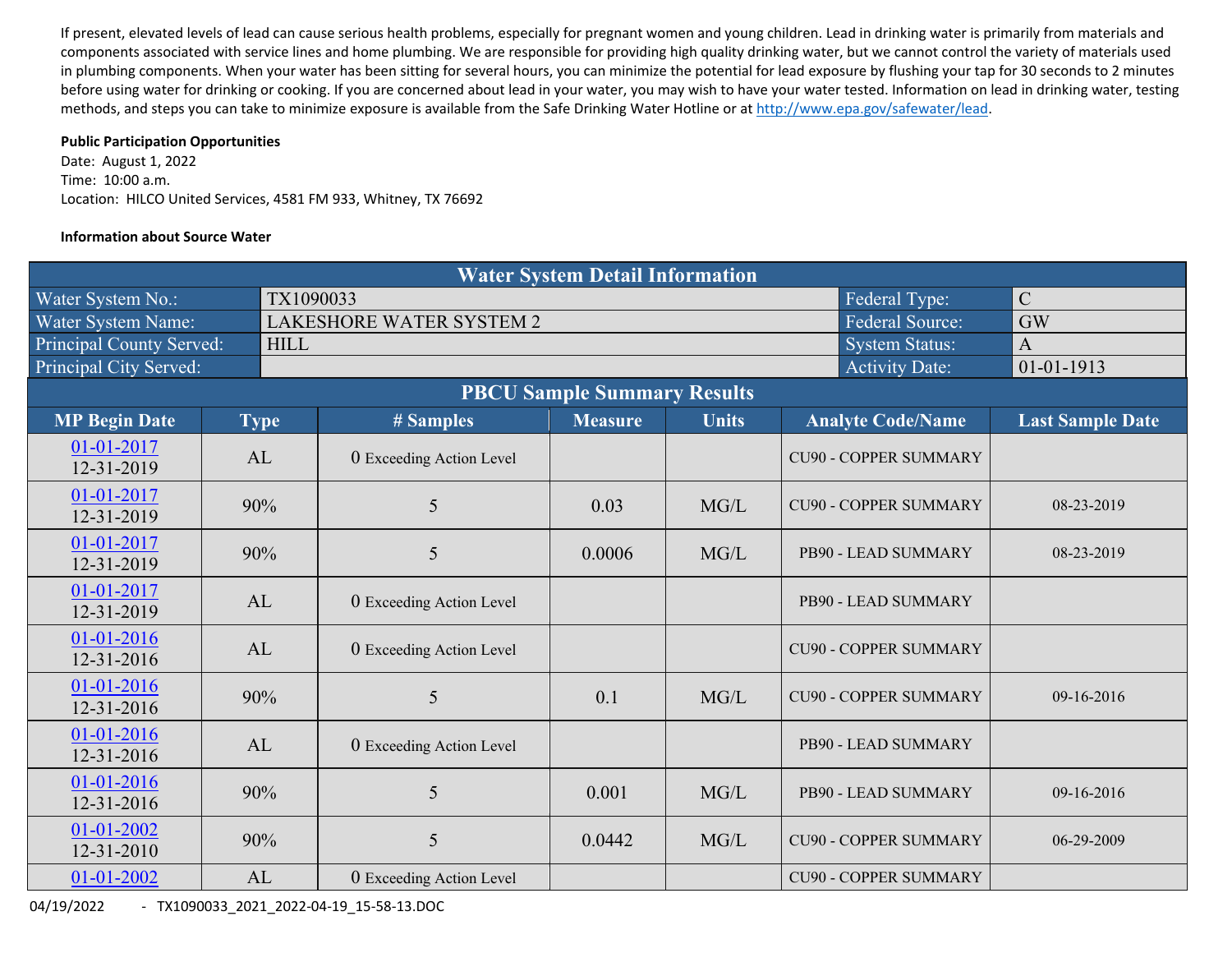If present, elevated levels of lead can cause serious health problems, especially for pregnant women and young children. Lead in drinking water is primarily from materials and components associated with service lines and home plumbing. We are responsible for providing high quality drinking water, but we cannot control the variety of materials used in plumbing components. When your water has been sitting for several hours, you can minimize the potential for lead exposure by flushing your tap for 30 seconds to 2 minutes before using water for drinking or cooking. If you are concerned about lead in your water, you may wish to have your water tested. Information on lead in drinking water, testing methods, and steps you can take to minimize exposure is available from the Safe Drinking Water Hotline or at http://www.epa.gov/safewater/lead.

**Public Participation Opportunities**

Date: August 1, 2022

Time: 10:00 a.m.

Location: HILCO United Services, 4581 FM 933, Whitney, TX 76692

**Information about Source Water**

| Water System Detail Information | | | |
|---|---|---|---|
| Water System No.: | TX1090033 | Federal Type: | C |
| Water System Name: | LAKESHORE WATER SYSTEM 2 | Federal Source: | GW |
| Principal County Served: | HILL | System Status: | A |
| Principal City Served: | | Activity Date: | 01-01-1913 |

| PBCU Sample Summary Results | | | | | | |
|---|---|---|---|---|---|---|
| **MP Begin Date** | **Type** | **# Samples** | **Measure** | **Units** | **Analyte Code/Name** | **Last Sample Date** |
| 01-01-2017 12-31-2019 | AL | 0 Exceeding Action Level | | | CU90 - COPPER SUMMARY | |
| 01-01-2017 12-31-2019 | 90% | 5 | 0.03 | MG/L | CU90 - COPPER SUMMARY | 08-23-2019 |
| 01-01-2017 12-31-2019 | 90% | 5 | 0.0006 | MG/L | PB90 - LEAD SUMMARY | 08-23-2019 |
| 01-01-2017 12-31-2019 | AL | 0 Exceeding Action Level | | | PB90 - LEAD SUMMARY | |
| 01-01-2016 12-31-2016 | AL | 0 Exceeding Action Level | | | CU90 - COPPER SUMMARY | |
| 01-01-2016 12-31-2016 | 90% | 5 | 0.1 | MG/L | CU90 - COPPER SUMMARY | 09-16-2016 |
| 01-01-2016 12-31-2016 | AL | 0 Exceeding Action Level | | | PB90 - LEAD SUMMARY | |
| 01-01-2016 12-31-2016 | 90% | 5 | 0.001 | MG/L | PB90 - LEAD SUMMARY | 09-16-2016 |
| 01-01-2002 12-31-2010 | 90% | 5 | 0.0442 | MG/L | CU90 - COPPER SUMMARY | 06-29-2009 |
| 01-01-2002 | AL | 0 Exceeding Action Level | | | CU90 - COPPER SUMMARY | |

04/19/2022 - TX1090033_2021_2022-04-19_15-58-13.DOC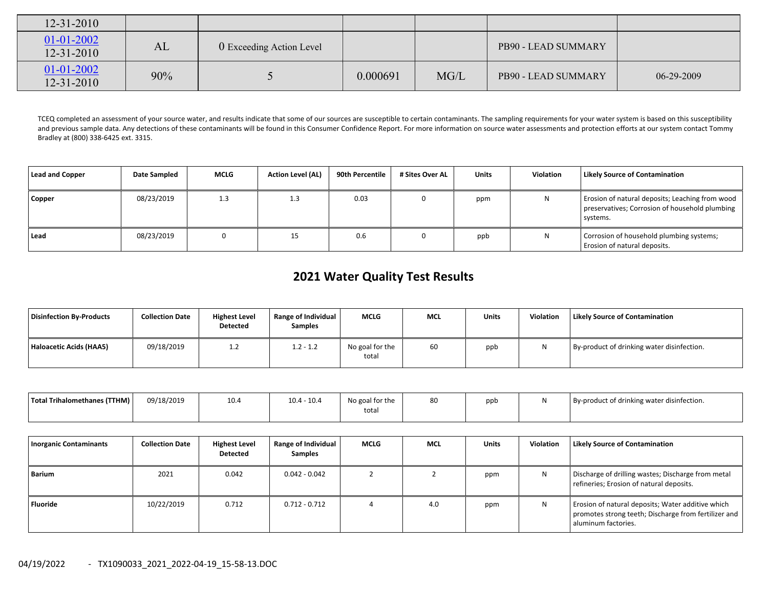| | | | | | | |
|---|---|---|---|---|---|---|
| 12-31-2010 | | | | | | |
| 01-01-2002 12-31-2010 | AL | 0 Exceeding Action Level | | | PB90 - LEAD SUMMARY | |
| 01-01-2002 12-31-2010 | 90% | 5 | 0.000691 | MG/L | PB90 - LEAD SUMMARY | 06-29-2009 |

TCEQ completed an assessment of your source water, and results indicate that some of our sources are susceptible to certain contaminants. The sampling requirements for your water system is based on this susceptibility and previous sample data. Any detections of these contaminants will be found in this Consumer Confidence Report. For more information on source water assessments and protection efforts at our system contact Tommy Bradley at (800) 338-6425 ext. 3315.

| Lead and Copper | Date Sampled | MCLG | Action Level (AL) | 90th Percentile | # Sites Over AL | Units | Violation | Likely Source of Contamination |
|---|---|---|---|---|---|---|---|---|
| Copper | 08/23/2019 | 1.3 | 1.3 | 0.03 | 0 | ppm | N | Erosion of natural deposits; Leaching from wood preservatives; Corrosion of household plumbing systems. |
| Lead | 08/23/2019 | 0 | 15 | 0.6 | 0 | ppb | N | Corrosion of household plumbing systems; Erosion of natural deposits. |

## 2021 Water Quality Test Results

| Disinfection By-Products | Collection Date | Highest Level Detected | Range of Individual Samples | MCLG | MCL | Units | Violation | Likely Source of Contamination |
|---|---|---|---|---|---|---|---|---|
| Haloacetic Acids (HAA5) | 09/18/2019 | 1.2 | 1.2 - 1.2 | No goal for the total | 60 | ppb | N | By-product of drinking water disinfection. |
| Total Trihalomethanes (TTHM) | 09/18/2019 | 10.4 | 10.4 - 10.4 | No goal for the total | 80 | ppb | N | By-product of drinking water disinfection. |

| Inorganic Contaminants | Collection Date | Highest Level Detected | Range of Individual Samples | MCLG | MCL | Units | Violation | Likely Source of Contamination |
|---|---|---|---|---|---|---|---|---|
| Barium | 2021 | 0.042 | 0.042 - 0.042 | 2 | 2 | ppm | N | Discharge of drilling wastes; Discharge from metal refineries; Erosion of natural deposits. |
| Fluoride | 10/22/2019 | 0.712 | 0.712 - 0.712 | 4 | 4.0 | ppm | N | Erosion of natural deposits; Water additive which promotes strong teeth; Discharge from fertilizer and aluminum factories. |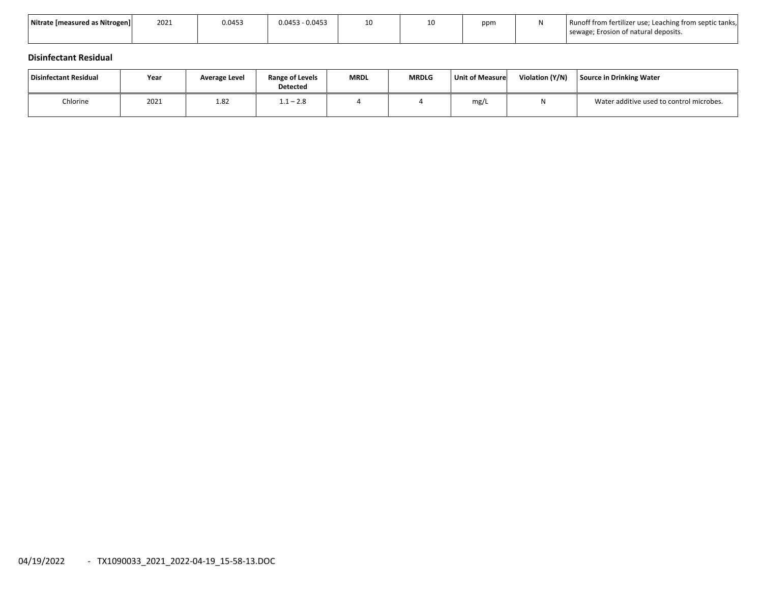| | | | | | | | | |
|---|---|---|---|---|---|---|---|---|
| **Nitrate [measured as Nitrogen]** | 2021 | 0.0453 | 0.0453 - 0.0453 | 10 | 10 | ppm | N | Runoff from fertilizer use; Leaching from septic tanks, sewage; Erosion of natural deposits. |

### Disinfectant Residual

| Disinfectant Residual | Year | Average Level | Range of Levels Detected | MRDL | MRDLG | Unit of Measure | Violation (Y/N) | Source in Drinking Water |
|---|---|---|---|---|---|---|---|---|
| Chlorine | 2021 | 1.82 | 1.1 – 2.8 | 4 | 4 | mg/L | N | Water additive used to control microbes. |